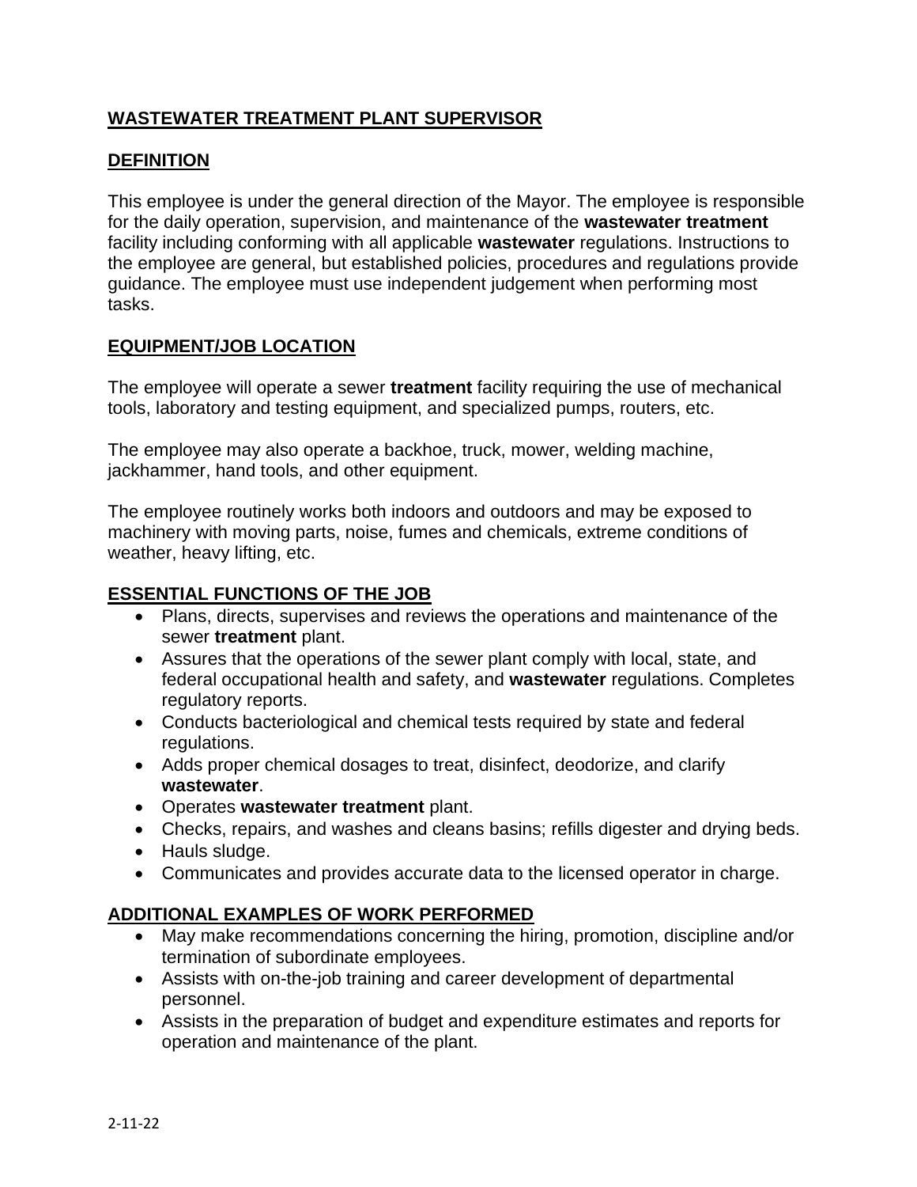# WASTEWATER TREATMENT PLANT SUPERVISOR

## DEFINITION

This employee is under the general direction of the Mayor. The employee is responsible for the daily operation, supervision, and maintenance of the **wastewater treatment** facility including conforming with all applicable **wastewater** regulations. Instructions to the employee are general, but established policies, procedures and regulations provide guidance. The employee must use independent judgement when performing most tasks.

## EQUIPMENT/JOB LOCATION

The employee will operate a sewer **treatment** facility requiring the use of mechanical tools, laboratory and testing equipment, and specialized pumps, routers, etc.

The employee may also operate a backhoe, truck, mower, welding machine, jackhammer, hand tools, and other equipment.

The employee routinely works both indoors and outdoors and may be exposed to machinery with moving parts, noise, fumes and chemicals, extreme conditions of weather, heavy lifting, etc.

## ESSENTIAL FUNCTIONS OF THE JOB

- Plans, directs, supervises and reviews the operations and maintenance of the sewer **treatment** plant.
- Assures that the operations of the sewer plant comply with local, state, and federal occupational health and safety, and **wastewater** regulations. Completes regulatory reports.
- Conducts bacteriological and chemical tests required by state and federal regulations.
- Adds proper chemical dosages to treat, disinfect, deodorize, and clarify **wastewater**.
- Operates **wastewater treatment** plant.
- Checks, repairs, and washes and cleans basins; refills digester and drying beds.
- Hauls sludge.
- Communicates and provides accurate data to the licensed operator in charge.

## ADDITIONAL EXAMPLES OF WORK PERFORMED

- May make recommendations concerning the hiring, promotion, discipline and/or termination of subordinate employees.
- Assists with on-the-job training and career development of departmental personnel.
- Assists in the preparation of budget and expenditure estimates and reports for operation and maintenance of the plant.

2-11-22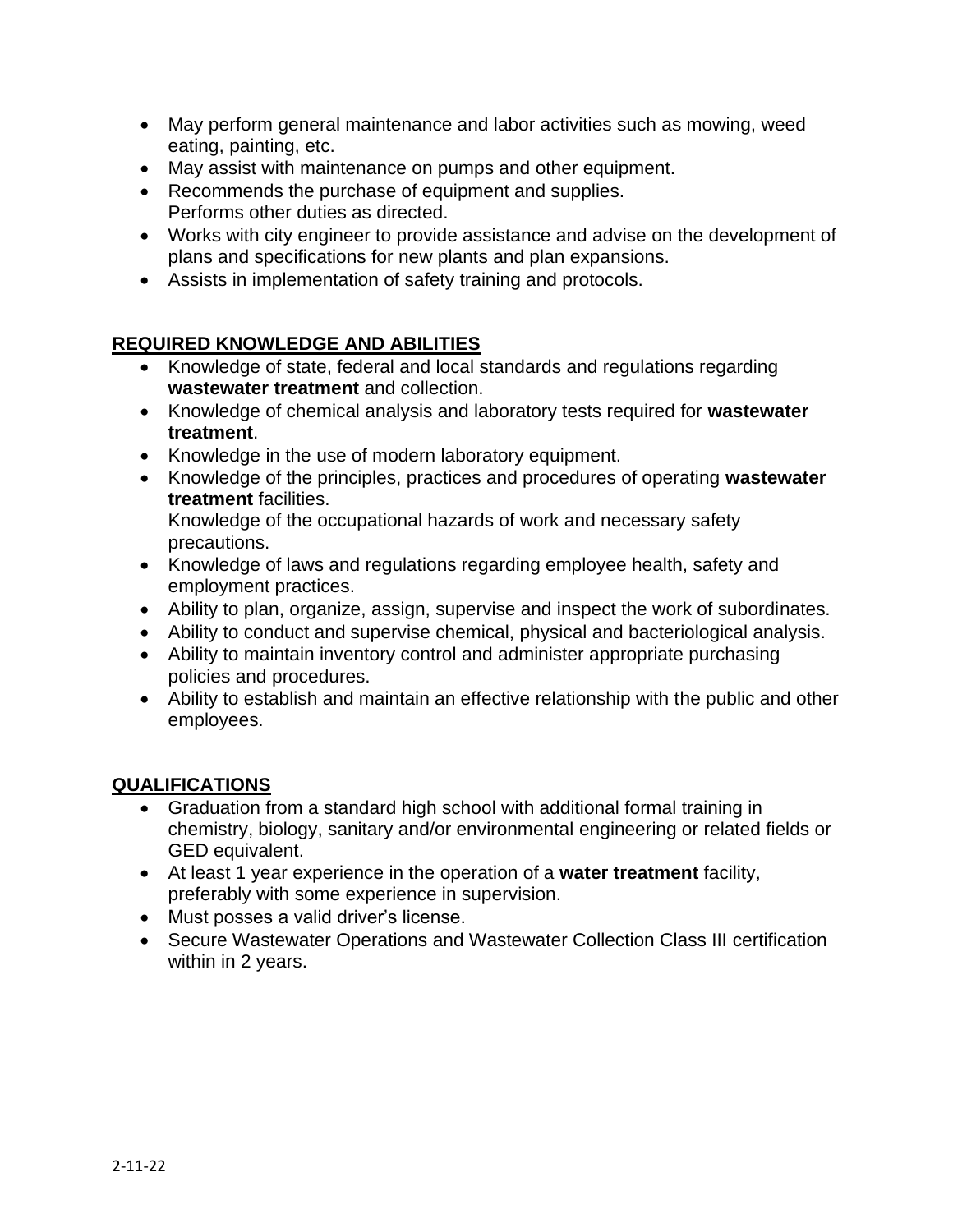- May perform general maintenance and labor activities such as mowing, weed eating, painting, etc.
- May assist with maintenance on pumps and other equipment.
- Recommends the purchase of equipment and supplies.
  Performs other duties as directed.
- Works with city engineer to provide assistance and advise on the development of plans and specifications for new plants and plan expansions.
- Assists in implementation of safety training and protocols.

## REQUIRED KNOWLEDGE AND ABILITIES

- Knowledge of state, federal and local standards and regulations regarding **wastewater treatment** and collection.
- Knowledge of chemical analysis and laboratory tests required for **wastewater treatment**.
- Knowledge in the use of modern laboratory equipment.
- Knowledge of the principles, practices and procedures of operating **wastewater treatment** facilities.
  Knowledge of the occupational hazards of work and necessary safety precautions.
- Knowledge of laws and regulations regarding employee health, safety and employment practices.
- Ability to plan, organize, assign, supervise and inspect the work of subordinates.
- Ability to conduct and supervise chemical, physical and bacteriological analysis.
- Ability to maintain inventory control and administer appropriate purchasing policies and procedures.
- Ability to establish and maintain an effective relationship with the public and other employees.

## QUALIFICATIONS

- Graduation from a standard high school with additional formal training in chemistry, biology, sanitary and/or environmental engineering or related fields or GED equivalent.
- At least 1 year experience in the operation of a **water treatment** facility, preferably with some experience in supervision.
- Must posses a valid driver's license.
- Secure Wastewater Operations and Wastewater Collection Class III certification within in 2 years.

2-11-22